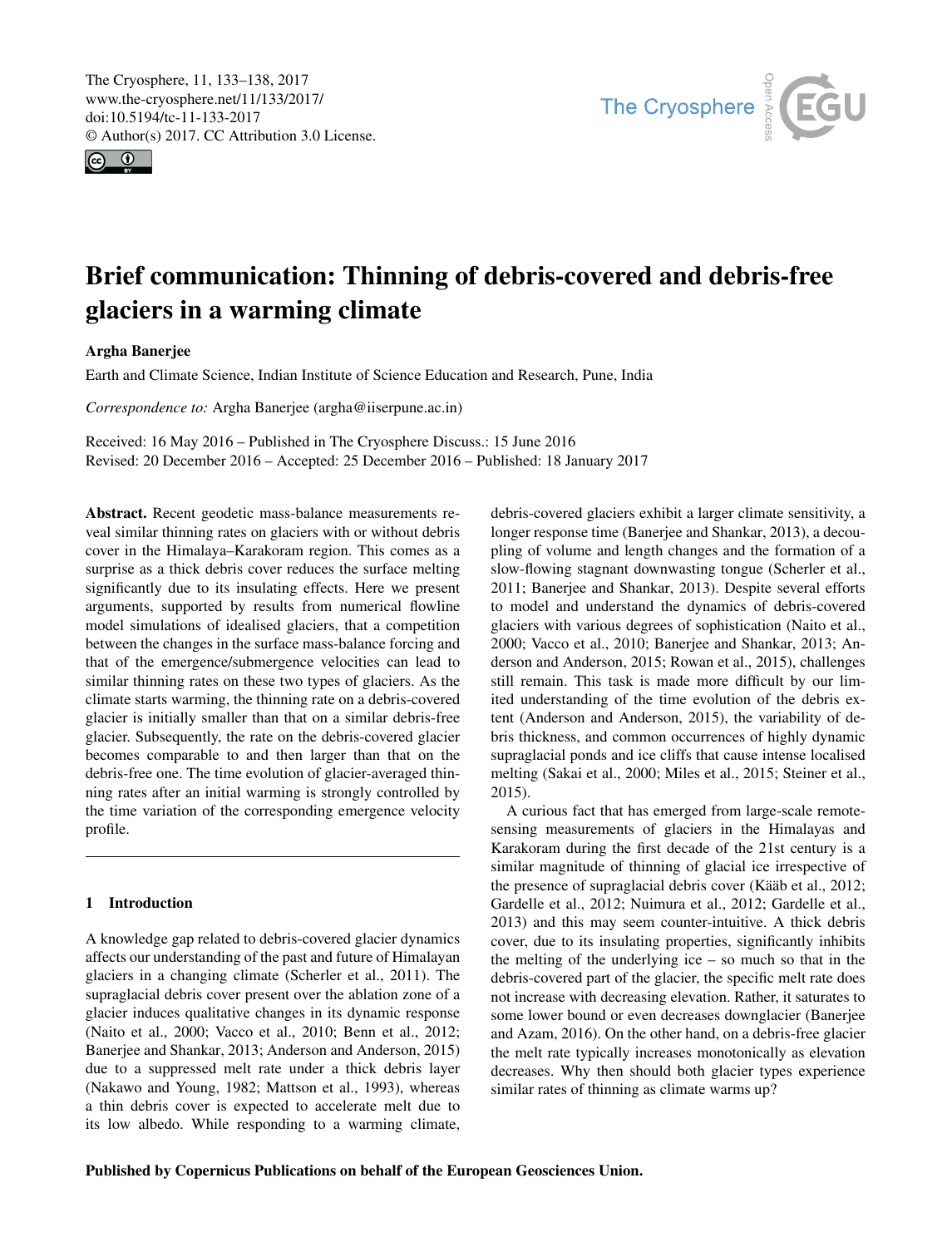# Brief communication: Thinning of debris-covered and debris-free glaciers in a warming climate

**Argha Banerjee**

Earth and Climate Science, Indian Institute of Science Education and Research, Pune, India

*Correspondence to:* Argha Banerjee (argha@iiserpune.ac.in)

Received: 16 May 2016 – Published in The Cryosphere Discuss.: 15 June 2016
Revised: 20 December 2016 – Accepted: 25 December 2016 – Published: 18 January 2017

**Abstract.** Recent geodetic mass-balance measurements reveal similar thinning rates on glaciers with or without debris cover in the Himalaya–Karakoram region. This comes as a surprise as a thick debris cover reduces the surface melting significantly due to its insulating effects. Here we present arguments, supported by results from numerical flowline model simulations of idealised glaciers, that a competition between the changes in the surface mass-balance forcing and that of the emergence/submergence velocities can lead to similar thinning rates on these two types of glaciers. As the climate starts warming, the thinning rate on a debris-covered glacier is initially smaller than that on a similar debris-free glacier. Subsequently, the rate on the debris-covered glacier becomes comparable to and then larger than that on the debris-free one. The time evolution of glacier-averaged thinning rates after an initial warming is strongly controlled by the time variation of the corresponding emergence velocity profile.

## 1 Introduction

A knowledge gap related to debris-covered glacier dynamics affects our understanding of the past and future of Himalayan glaciers in a changing climate (Scherler et al., 2011). The supraglacial debris cover present over the ablation zone of a glacier induces qualitative changes in its dynamic response (Naito et al., 2000; Vacco et al., 2010; Benn et al., 2012; Banerjee and Shankar, 2013; Anderson and Anderson, 2015) due to a suppressed melt rate under a thick debris layer (Nakawo and Young, 1982; Mattson et al., 1993), whereas a thin debris cover is expected to accelerate melt due to its low albedo. While responding to a warming climate, debris-covered glaciers exhibit a larger climate sensitivity, a longer response time (Banerjee and Shankar, 2013), a decoupling of volume and length changes and the formation of a slow-flowing stagnant downwasting tongue (Scherler et al., 2011; Banerjee and Shankar, 2013). Despite several efforts to model and understand the dynamics of debris-covered glaciers with various degrees of sophistication (Naito et al., 2000; Vacco et al., 2010; Banerjee and Shankar, 2013; Anderson and Anderson, 2015; Rowan et al., 2015), challenges still remain. This task is made more difficult by our limited understanding of the time evolution of the debris extent (Anderson and Anderson, 2015), the variability of debris thickness, and common occurrences of highly dynamic supraglacial ponds and ice cliffs that cause intense localised melting (Sakai et al., 2000; Miles et al., 2015; Steiner et al., 2015).

A curious fact that has emerged from large-scale remote-sensing measurements of glaciers in the Himalayas and Karakoram during the first decade of the 21st century is a similar magnitude of thinning of glacial ice irrespective of the presence of supraglacial debris cover (Kääb et al., 2012; Gardelle et al., 2012; Nuimura et al., 2012; Gardelle et al., 2013) and this may seem counter-intuitive. A thick debris cover, due to its insulating properties, significantly inhibits the melting of the underlying ice – so much so that in the debris-covered part of the glacier, the specific melt rate does not increase with decreasing elevation. Rather, it saturates to some lower bound or even decreases downglacier (Banerjee and Azam, 2016). On the other hand, on a debris-free glacier the melt rate typically increases monotonically as elevation decreases. Why then should both glacier types experience similar rates of thinning as climate warms up?

Published by Copernicus Publications on behalf of the European Geosciences Union.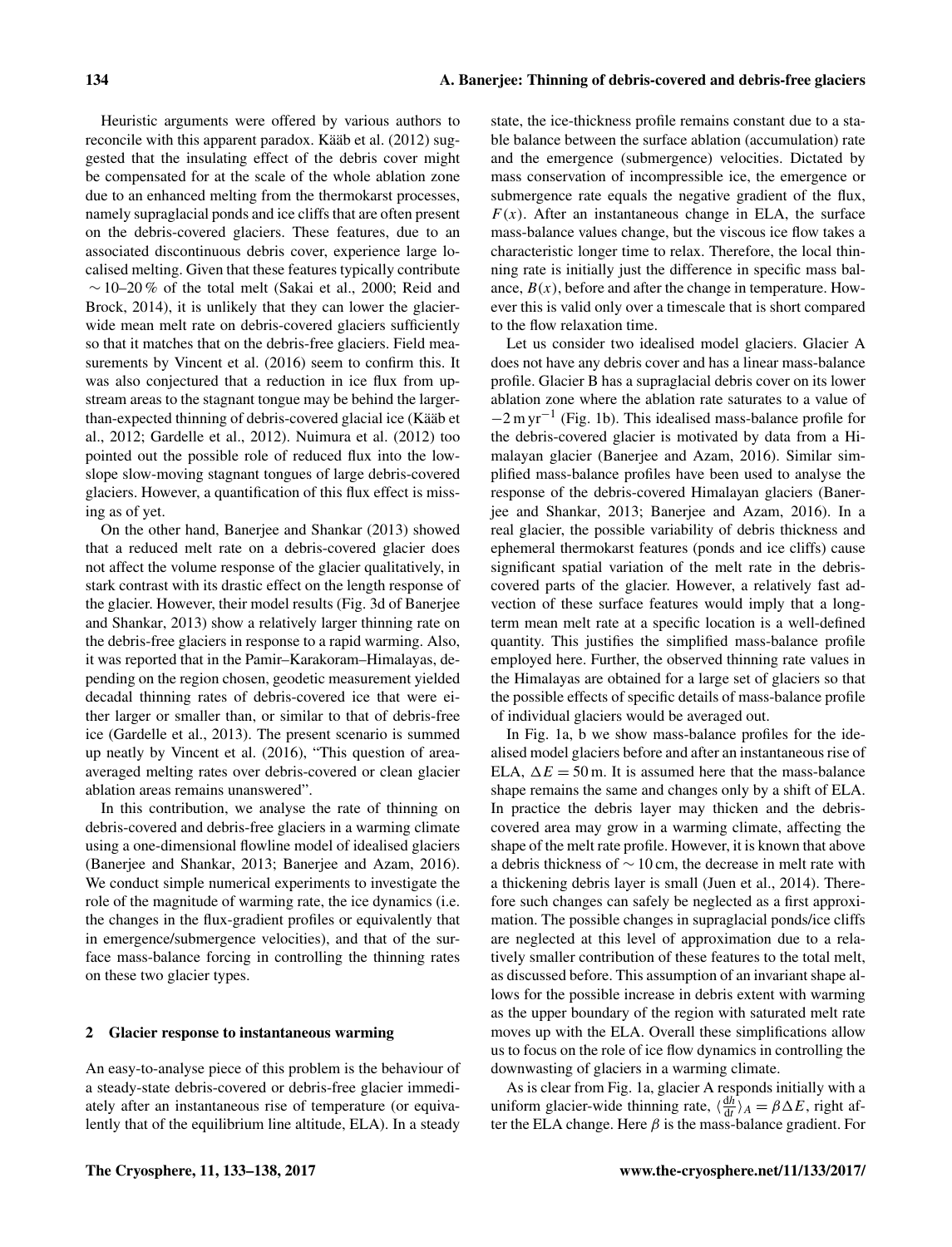Heuristic arguments were offered by various authors to reconcile with this apparent paradox. Kääb et al. (2012) suggested that the insulating effect of the debris cover might be compensated for at the scale of the whole ablation zone due to an enhanced melting from the thermokarst processes, namely supraglacial ponds and ice cliffs that are often present on the debris-covered glaciers. These features, due to an associated discontinuous debris cover, experience large localised melting. Given that these features typically contribute $\sim 10$–$20\,\%$ of the total melt (Sakai et al., 2000; Reid and Brock, 2014), it is unlikely that they can lower the glacier-wide mean melt rate on debris-covered glaciers sufficiently so that it matches that on the debris-free glaciers. Field measurements by Vincent et al. (2016) seem to confirm this. It was also conjectured that a reduction in ice flux from upstream areas to the stagnant tongue may be behind the larger-than-expected thinning of debris-covered glacial ice (Kääb et al., 2012; Gardelle et al., 2012). Nuimura et al. (2012) too pointed out the possible role of reduced flux into the low-slope slow-moving stagnant tongues of large debris-covered glaciers. However, a quantification of this flux effect is missing as of yet.

On the other hand, Banerjee and Shankar (2013) showed that a reduced melt rate on a debris-covered glacier does not affect the volume response of the glacier qualitatively, in stark contrast with its drastic effect on the length response of the glacier. However, their model results (Fig. 3d of Banerjee and Shankar, 2013) show a relatively larger thinning rate on the debris-free glaciers in response to a rapid warming. Also, it was reported that in the Pamir–Karakoram–Himalayas, depending on the region chosen, geodetic measurement yielded decadal thinning rates of debris-covered ice that were either larger or smaller than, or similar to that of debris-free ice (Gardelle et al., 2013). The present scenario is summed up neatly by Vincent et al. (2016), "This question of area-averaged melting rates over debris-covered or clean glacier ablation areas remains unanswered".

In this contribution, we analyse the rate of thinning on debris-covered and debris-free glaciers in a warming climate using a one-dimensional flowline model of idealised glaciers (Banerjee and Shankar, 2013; Banerjee and Azam, 2016). We conduct simple numerical experiments to investigate the role of the magnitude of warming rate, the ice dynamics (i.e. the changes in the flux-gradient profiles or equivalently that in emergence/submergence velocities), and that of the surface mass-balance forcing in controlling the thinning rates on these two glacier types.

## 2 Glacier response to instantaneous warming

An easy-to-analyse piece of this problem is the behaviour of a steady-state debris-covered or debris-free glacier immediately after an instantaneous rise of temperature (or equivalently that of the equilibrium line altitude, ELA). In a steady state, the ice-thickness profile remains constant due to a stable balance between the surface ablation (accumulation) rate and the emergence (submergence) velocities. Dictated by mass conservation of incompressible ice, the emergence or submergence rate equals the negative gradient of the flux, $F(x)$. After an instantaneous change in ELA, the surface mass-balance values change, but the viscous ice flow takes a characteristic longer time to relax. Therefore, the local thinning rate is initially just the difference in specific mass balance, $B(x)$, before and after the change in temperature. However this is valid only over a timescale that is short compared to the flow relaxation time.

Let us consider two idealised model glaciers. Glacier A does not have any debris cover and has a linear mass-balance profile. Glacier B has a supraglacial debris cover on its lower ablation zone where the ablation rate saturates to a value of $-2\,\mathrm{m\,yr^{-1}}$ (Fig. 1b). This idealised mass-balance profile for the debris-covered glacier is motivated by data from a Himalayan glacier (Banerjee and Azam, 2016). Similar simplified mass-balance profiles have been used to analyse the response of the debris-covered Himalayan glaciers (Banerjee and Shankar, 2013; Banerjee and Azam, 2016). In a real glacier, the possible variability of debris thickness and ephemeral thermokarst features (ponds and ice cliffs) cause significant spatial variation of the melt rate in the debris-covered parts of the glacier. However, a relatively fast advection of these surface features would imply that a long-term mean melt rate at a specific location is a well-defined quantity. This justifies the simplified mass-balance profile employed here. Further, the observed thinning rate values in the Himalayas are obtained for a large set of glaciers so that the possible effects of specific details of mass-balance profile of individual glaciers would be averaged out.

In Fig. 1a, b we show mass-balance profiles for the idealised model glaciers before and after an instantaneous rise of ELA, $\Delta E = 50\,\mathrm{m}$. It is assumed here that the mass-balance shape remains the same and changes only by a shift of ELA. In practice the debris layer may thicken and the debris-covered area may grow in a warming climate, affecting the shape of the melt rate profile. However, it is known that above a debris thickness of $\sim 10\,\mathrm{cm}$, the decrease in melt rate with a thickening debris layer is small (Juen et al., 2014). Therefore such changes can safely be neglected as a first approximation. The possible changes in supraglacial ponds/ice cliffs are neglected at this level of approximation due to a relatively smaller contribution of these features to the total melt, as discussed before. This assumption of an invariant shape allows for the possible increase in debris extent with warming as the upper boundary of the region with saturated melt rate moves up with the ELA. Overall these simplifications allow us to focus on the role of ice flow dynamics in controlling the downwasting of glaciers in a warming climate.

As is clear from Fig. 1a, glacier A responds initially with a uniform glacier-wide thinning rate, $\langle \frac{dh}{dt} \rangle_A = \beta \Delta E$, right after the ELA change. Here $\beta$ is the mass-balance gradient. For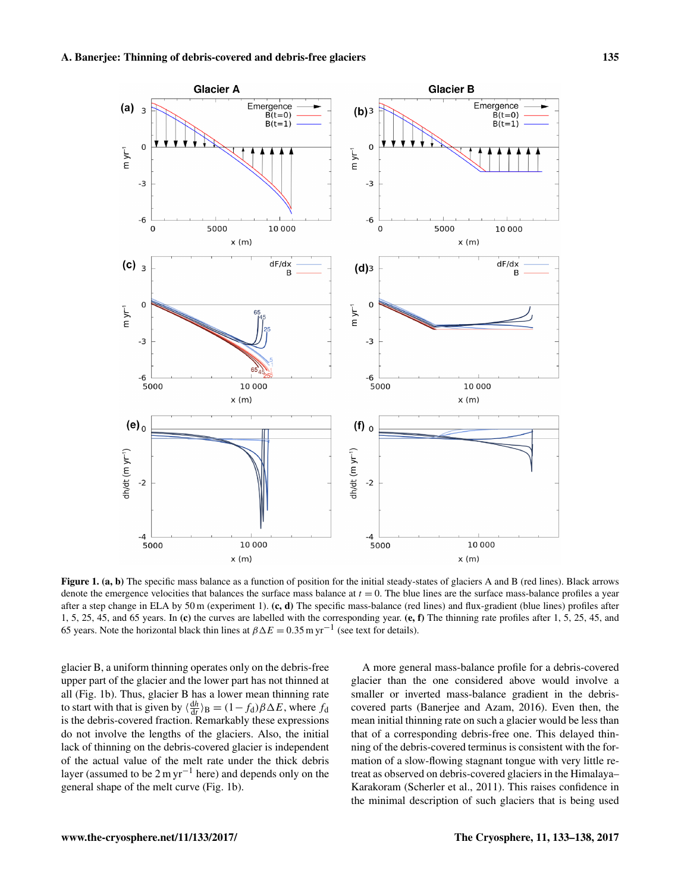**Figure 1. (a, b)** The specific mass balance as a function of position for the initial steady-states of glaciers A and B (red lines). Black arrows denote the emergence velocities that balances the surface mass balance at $t = 0$. The blue lines are the surface mass-balance profiles a year after a step change in ELA by 50 m (experiment 1). **(c, d)** The specific mass-balance (red lines) and flux-gradient (blue lines) profiles after 1, 5, 25, 45, and 65 years. In **(c)** the curves are labelled with the corresponding year. **(e, f)** The thinning rate profiles after 1, 5, 25, 45, and 65 years. Note the horizontal black thin lines at $\beta\Delta E = 0.35\,\mathrm{m\,yr^{-1}}$ (see text for details).

glacier B, a uniform thinning operates only on the debris-free upper part of the glacier and the lower part has not thinned at all (Fig. 1b). Thus, glacier B has a lower mean thinning rate to start with that is given by $\langle \frac{dh}{dt} \rangle_B = (1 - f_d)\beta\Delta E$, where $f_d$ is the debris-covered fraction. Remarkably these expressions do not involve the lengths of the glaciers. Also, the initial lack of thinning on the debris-covered glacier is independent of the actual value of the melt rate under the thick debris layer (assumed to be $2\,\mathrm{m\,yr^{-1}}$ here) and depends only on the general shape of the melt curve (Fig. 1b).

A more general mass-balance profile for a debris-covered glacier than the one considered above would involve a smaller or inverted mass-balance gradient in the debris-covered parts (Banerjee and Azam, 2016). Even then, the mean initial thinning rate on such a glacier would be less than that of a corresponding debris-free one. This delayed thinning of the debris-covered terminus is consistent with the formation of a slow-flowing stagnant tongue with very little retreat as observed on debris-covered glaciers in the Himalaya–Karakoram (Scherler et al., 2011). This raises confidence in the minimal description of such glaciers that is being used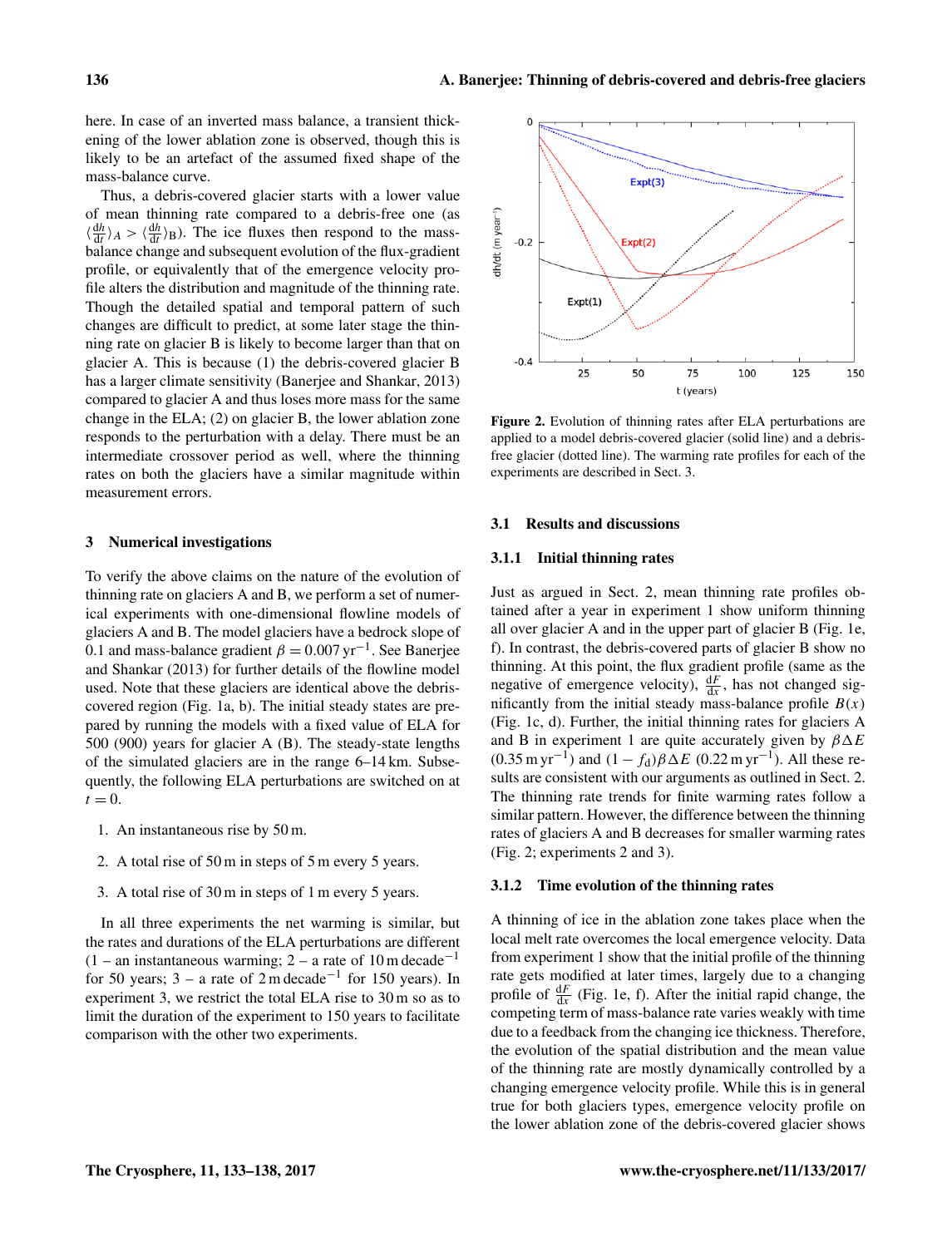here. In case of an inverted mass balance, a transient thickening of the lower ablation zone is observed, though this is likely to be an artefact of the assumed fixed shape of the mass-balance curve.

Thus, a debris-covered glacier starts with a lower value of mean thinning rate compared to a debris-free one (as $\langle\frac{dh}{dt}\rangle_A > \langle\frac{dh}{dt}\rangle_B$). The ice fluxes then respond to the mass-balance change and subsequent evolution of the flux-gradient profile, or equivalently that of the emergence velocity profile alters the distribution and magnitude of the thinning rate. Though the detailed spatial and temporal pattern of such changes are difficult to predict, at some later stage the thinning rate on glacier B is likely to become larger than that on glacier A. This is because (1) the debris-covered glacier B has a larger climate sensitivity (Banerjee and Shankar, 2013) compared to glacier A and thus loses more mass for the same change in the ELA; (2) on glacier B, the lower ablation zone responds to the perturbation with a delay. There must be an intermediate crossover period as well, where the thinning rates on both the glaciers have a similar magnitude within measurement errors.

## 3 Numerical investigations

To verify the above claims on the nature of the evolution of thinning rate on glaciers A and B, we perform a set of numerical experiments with one-dimensional flowline models of glaciers A and B. The model glaciers have a bedrock slope of 0.1 and mass-balance gradient $\beta = 0.007\,\text{yr}^{-1}$. See Banerjee and Shankar (2013) for further details of the flowline model used. Note that these glaciers are identical above the debris-covered region (Fig. 1a, b). The initial steady states are prepared by running the models with a fixed value of ELA for 500 (900) years for glacier A (B). The steady-state lengths of the simulated glaciers are in the range 6–14 km. Subsequently, the following ELA perturbations are switched on at $t = 0$.

1. An instantaneous rise by 50 m.
2. A total rise of 50 m in steps of 5 m every 5 years.
3. A total rise of 30 m in steps of 1 m every 5 years.

In all three experiments the net warming is similar, but the rates and durations of the ELA perturbations are different (1 – an instantaneous warming; 2 – a rate of $10\,\text{m decade}^{-1}$ for 50 years; 3 – a rate of $2\,\text{m decade}^{-1}$ for 150 years). In experiment 3, we restrict the total ELA rise to 30 m so as to limit the duration of the experiment to 150 years to facilitate comparison with the other two experiments.

**Figure 2.** Evolution of thinning rates after ELA perturbations are applied to a model debris-covered glacier (solid line) and a debris-free glacier (dotted line). The warming rate profiles for each of the experiments are described in Sect. 3.

### 3.1 Results and discussions

#### 3.1.1 Initial thinning rates

Just as argued in Sect. 2, mean thinning rate profiles obtained after a year in experiment 1 show uniform thinning all over glacier A and in the upper part of glacier B (Fig. 1e, f). In contrast, the debris-covered parts of glacier B show no thinning. At this point, the flux gradient profile (same as the negative of emergence velocity), $\frac{dF}{dx}$, has not changed significantly from the initial steady mass-balance profile $B(x)$ (Fig. 1c, d). Further, the initial thinning rates for glaciers A and B in experiment 1 are quite accurately given by $\beta\Delta E$ ($0.35\,\text{m yr}^{-1}$) and $(1 - f_\text{d})\beta\Delta E$ ($0.22\,\text{m yr}^{-1}$). All these results are consistent with our arguments as outlined in Sect. 2. The thinning rate trends for finite warming rates follow a similar pattern. However, the difference between the thinning rates of glaciers A and B decreases for smaller warming rates (Fig. 2; experiments 2 and 3).

#### 3.1.2 Time evolution of the thinning rates

A thinning of ice in the ablation zone takes place when the local melt rate overcomes the local emergence velocity. Data from experiment 1 show that the initial profile of the thinning rate gets modified at later times, largely due to a changing profile of $\frac{dF}{dx}$ (Fig. 1e, f). After the initial rapid change, the competing term of mass-balance rate varies weakly with time due to a feedback from the changing ice thickness. Therefore, the evolution of the spatial distribution and the mean value of the thinning rate are mostly dynamically controlled by a changing emergence velocity profile. While this is in general true for both glaciers types, emergence velocity profile on the lower ablation zone of the debris-covered glacier shows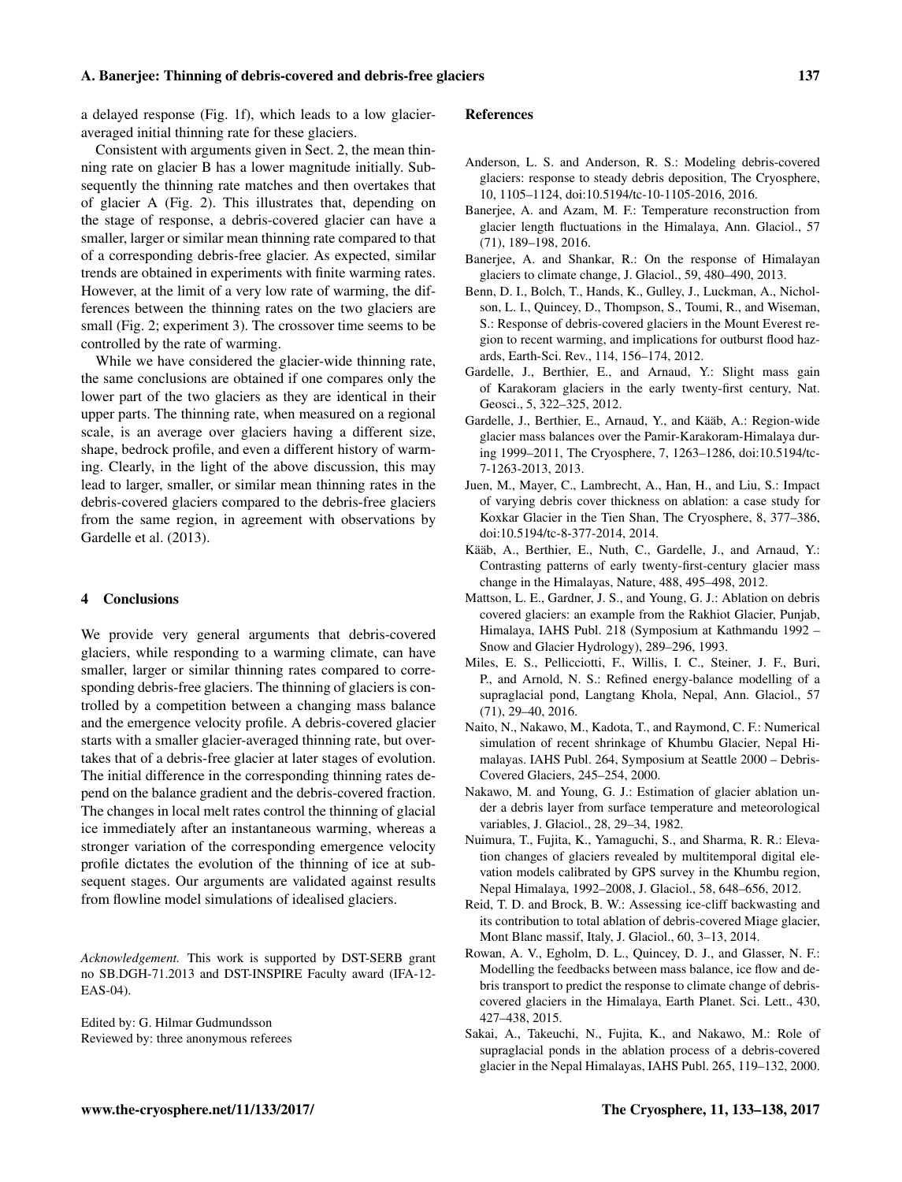a delayed response (Fig. 1f), which leads to a low glacier-averaged initial thinning rate for these glaciers.

Consistent with arguments given in Sect. 2, the mean thinning rate on glacier B has a lower magnitude initially. Subsequently the thinning rate matches and then overtakes that of glacier A (Fig. 2). This illustrates that, depending on the stage of response, a debris-covered glacier can have a smaller, larger or similar mean thinning rate compared to that of a corresponding debris-free glacier. As expected, similar trends are obtained in experiments with finite warming rates. However, at the limit of a very low rate of warming, the differences between the thinning rates on the two glaciers are small (Fig. 2; experiment 3). The crossover time seems to be controlled by the rate of warming.

While we have considered the glacier-wide thinning rate, the same conclusions are obtained if one compares only the lower part of the two glaciers as they are identical in their upper parts. The thinning rate, when measured on a regional scale, is an average over glaciers having a different size, shape, bedrock profile, and even a different history of warming. Clearly, in the light of the above discussion, this may lead to larger, smaller, or similar mean thinning rates in the debris-covered glaciers compared to the debris-free glaciers from the same region, in agreement with observations by Gardelle et al. (2013).

## 4 Conclusions

We provide very general arguments that debris-covered glaciers, while responding to a warming climate, can have smaller, larger or similar thinning rates compared to corresponding debris-free glaciers. The thinning of glaciers is controlled by a competition between a changing mass balance and the emergence velocity profile. A debris-covered glacier starts with a smaller glacier-averaged thinning rate, but overtakes that of a debris-free glacier at later stages of evolution. The initial difference in the corresponding thinning rates depend on the balance gradient and the debris-covered fraction. The changes in local melt rates control the thinning of glacial ice immediately after an instantaneous warming, whereas a stronger variation of the corresponding emergence velocity profile dictates the evolution of the thinning of ice at subsequent stages. Our arguments are validated against results from flowline model simulations of idealised glaciers.

*Acknowledgement.* This work is supported by DST-SERB grant no SB.DGH-71.2013 and DST-INSPIRE Faculty award (IFA-12-EAS-04).

Edited by: G. Hilmar Gudmundsson
Reviewed by: three anonymous referees

## References

Anderson, L. S. and Anderson, R. S.: Modeling debris-covered glaciers: response to steady debris deposition, The Cryosphere, 10, 1105–1124, doi:10.5194/tc-10-1105-2016, 2016.

Banerjee, A. and Azam, M. F.: Temperature reconstruction from glacier length fluctuations in the Himalaya, Ann. Glaciol., 57 (71), 189–198, 2016.

Banerjee, A. and Shankar, R.: On the response of Himalayan glaciers to climate change, J. Glaciol., 59, 480–490, 2013.

Benn, D. I., Bolch, T., Hands, K., Gulley, J., Luckman, A., Nicholson, L. I., Quincey, D., Thompson, S., Toumi, R., and Wiseman, S.: Response of debris-covered glaciers in the Mount Everest region to recent warming, and implications for outburst flood hazards, Earth-Sci. Rev., 114, 156–174, 2012.

Gardelle, J., Berthier, E., and Arnaud, Y.: Slight mass gain of Karakoram glaciers in the early twenty-first century, Nat. Geosci., 5, 322–325, 2012.

Gardelle, J., Berthier, E., Arnaud, Y., and Kääb, A.: Region-wide glacier mass balances over the Pamir-Karakoram-Himalaya during 1999–2011, The Cryosphere, 7, 1263–1286, doi:10.5194/tc-7-1263-2013, 2013.

Juen, M., Mayer, C., Lambrecht, A., Han, H., and Liu, S.: Impact of varying debris cover thickness on ablation: a case study for Koxkar Glacier in the Tien Shan, The Cryosphere, 8, 377–386, doi:10.5194/tc-8-377-2014, 2014.

Kääb, A., Berthier, E., Nuth, C., Gardelle, J., and Arnaud, Y.: Contrasting patterns of early twenty-first-century glacier mass change in the Himalayas, Nature, 488, 495–498, 2012.

Mattson, L. E., Gardner, J. S., and Young, G. J.: Ablation on debris covered glaciers: an example from the Rakhiot Glacier, Punjab, Himalaya, IAHS Publ. 218 (Symposium at Kathmandu 1992 – Snow and Glacier Hydrology), 289–296, 1993.

Miles, E. S., Pellicciotti, F., Willis, I. C., Steiner, J. F., Buri, P., and Arnold, N. S.: Refined energy-balance modelling of a supraglacial pond, Langtang Khola, Nepal, Ann. Glaciol., 57 (71), 29–40, 2016.

Naito, N., Nakawo, M., Kadota, T., and Raymond, C. F.: Numerical simulation of recent shrinkage of Khumbu Glacier, Nepal Himalayas. IAHS Publ. 264, Symposium at Seattle 2000 – Debris-Covered Glaciers, 245–254, 2000.

Nakawo, M. and Young, G. J.: Estimation of glacier ablation under a debris layer from surface temperature and meteorological variables, J. Glaciol., 28, 29–34, 1982.

Nuimura, T., Fujita, K., Yamaguchi, S., and Sharma, R. R.: Elevation changes of glaciers revealed by multitemporal digital elevation models calibrated by GPS survey in the Khumbu region, Nepal Himalaya, 1992–2008, J. Glaciol., 58, 648–656, 2012.

Reid, T. D. and Brock, B. W.: Assessing ice-cliff backwasting and its contribution to total ablation of debris-covered Miage glacier, Mont Blanc massif, Italy, J. Glaciol., 60, 3–13, 2014.

Rowan, A. V., Egholm, D. L., Quincey, D. J., and Glasser, N. F.: Modelling the feedbacks between mass balance, ice flow and debris transport to predict the response to climate change of debris-covered glaciers in the Himalaya, Earth Planet. Sci. Lett., 430, 427–438, 2015.

Sakai, A., Takeuchi, N., Fujita, K., and Nakawo, M.: Role of supraglacial ponds in the ablation process of a debris-covered glacier in the Nepal Himalayas, IAHS Publ. 265, 119–132, 2000.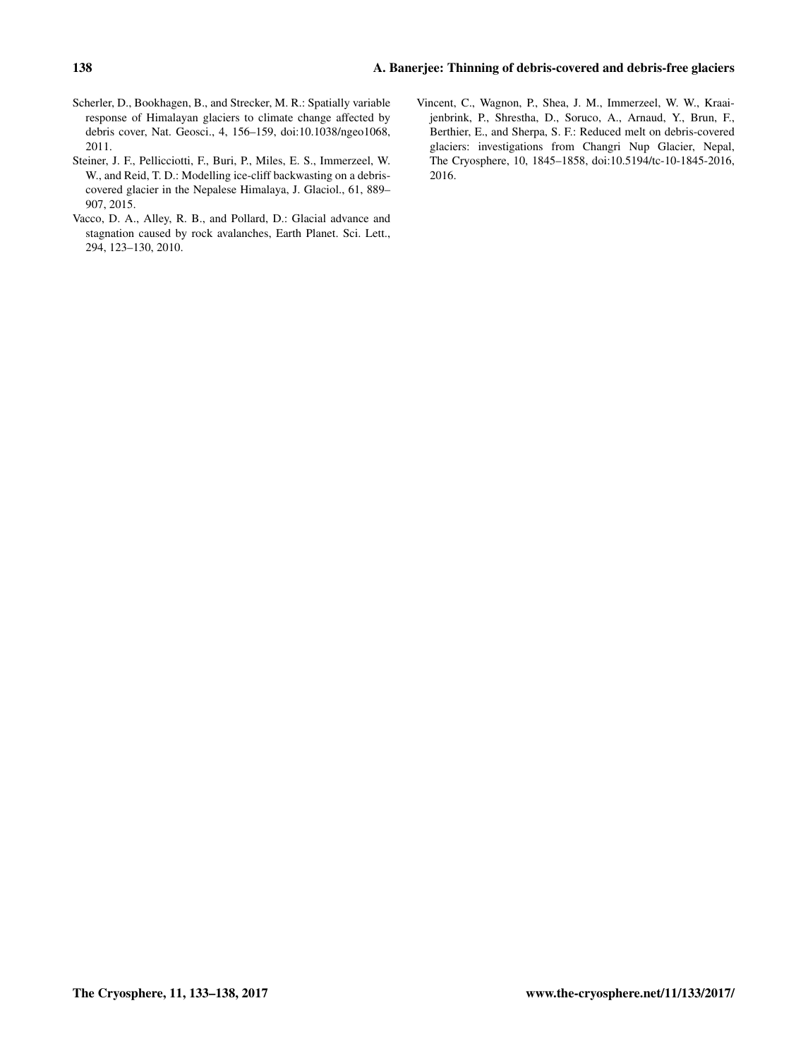Scherler, D., Bookhagen, B., and Strecker, M. R.: Spatially variable response of Himalayan glaciers to climate change affected by debris cover, Nat. Geosci., 4, 156–159, doi:10.1038/ngeo1068, 2011.

Steiner, J. F., Pellicciotti, F., Buri, P., Miles, E. S., Immerzeel, W. W., and Reid, T. D.: Modelling ice-cliff backwasting on a debris-covered glacier in the Nepalese Himalaya, J. Glaciol., 61, 889–907, 2015.

Vacco, D. A., Alley, R. B., and Pollard, D.: Glacial advance and stagnation caused by rock avalanches, Earth Planet. Sci. Lett., 294, 123–130, 2010.

Vincent, C., Wagnon, P., Shea, J. M., Immerzeel, W. W., Kraaijenbrink, P., Shrestha, D., Soruco, A., Arnaud, Y., Brun, F., Berthier, E., and Sherpa, S. F.: Reduced melt on debris-covered glaciers: investigations from Changri Nup Glacier, Nepal, The Cryosphere, 10, 1845–1858, doi:10.5194/tc-10-1845-2016, 2016.